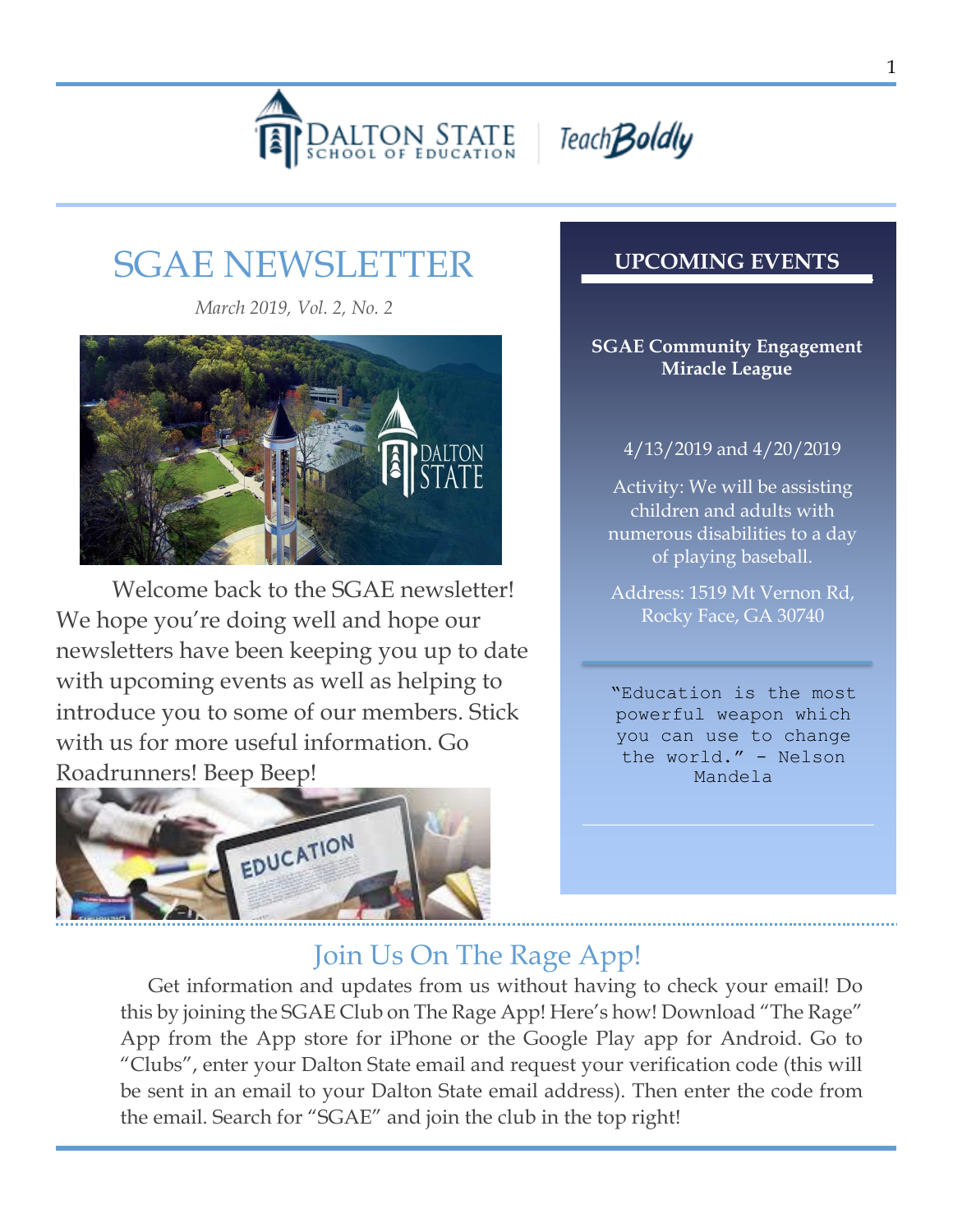# SGAE NEWSLETTER

*March 2019, Vol. 2, No. 2*

Welcome back to the SGAE newsletter! We hope you're doing well and hope our newsletters have been keeping you up to date with upcoming events as well as helping to introduce you to some of our members. Stick with us for more useful information. Go Roadrunners! Beep Beep!

## UPCOMING EVENTS

**SGAE Community Engagement Miracle League**

4/13/2019 and 4/20/2019

Activity: We will be assisting children and adults with numerous disabilities to a day of playing baseball.

Address: 1519 Mt Vernon Rd, Rocky Face, GA 30740

"Education is the most powerful weapon which you can use to change the world." - Nelson Mandela

## Join Us On The Rage App!

Get information and updates from us without having to check your email! Do this by joining the SGAE Club on The Rage App! Here's how! Download "The Rage" App from the App store for iPhone or the Google Play app for Android. Go to "Clubs", enter your Dalton State email and request your verification code (this will be sent in an email to your Dalton State email address). Then enter the code from the email. Search for "SGAE" and join the club in the top right!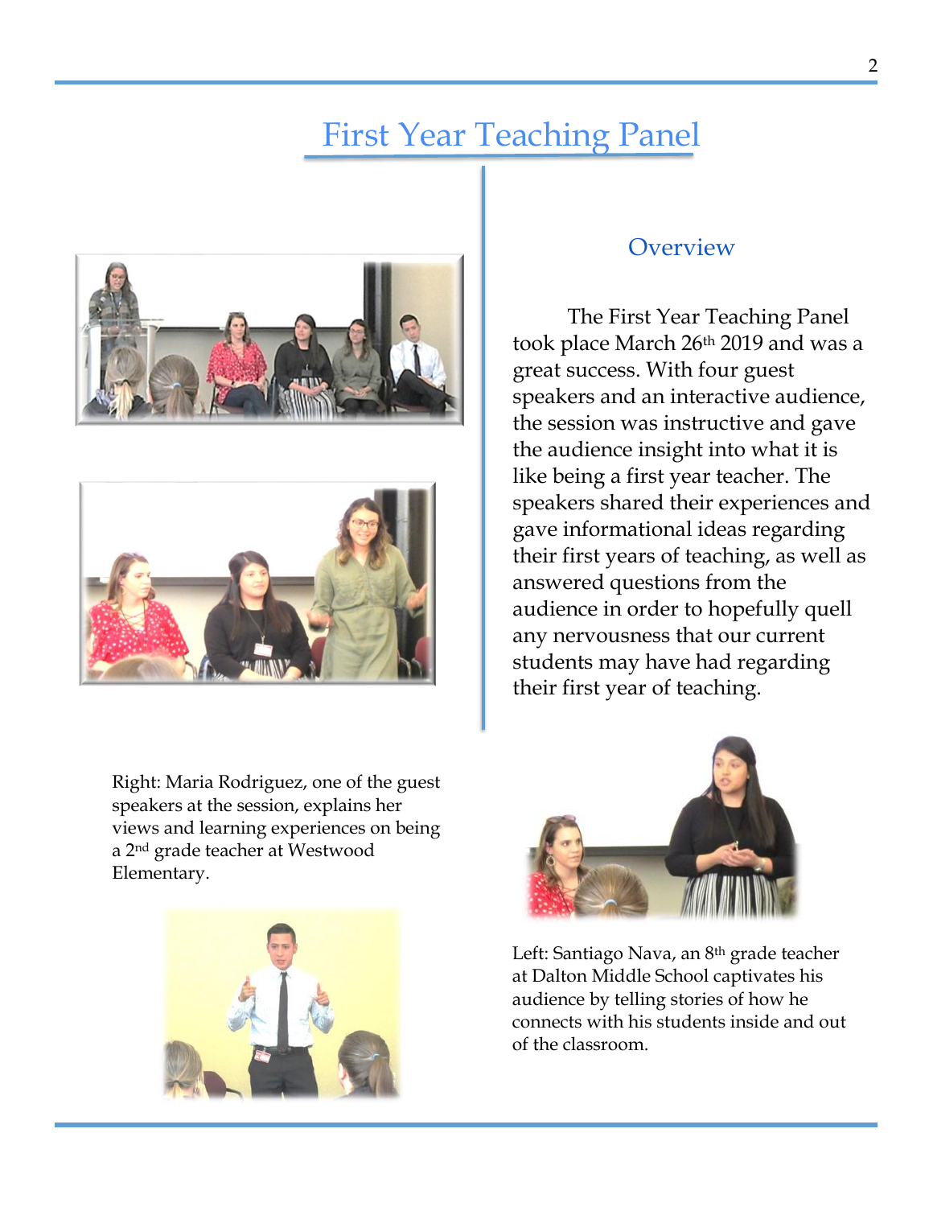# First Year Teaching Panel

## Overview

The First Year Teaching Panel took place March 26th 2019 and was a great success. With four guest speakers and an interactive audience, the session was instructive and gave the audience insight into what it is like being a first year teacher. The speakers shared their experiences and gave informational ideas regarding their first years of teaching, as well as answered questions from the audience in order to hopefully quell any nervousness that our current students may have had regarding their first year of teaching.

Right: Maria Rodriguez, one of the guest speakers at the session, explains her views and learning experiences on being a 2nd grade teacher at Westwood Elementary.

Left: Santiago Nava, an 8th grade teacher at Dalton Middle School captivates his audience by telling stories of how he connects with his students inside and out of the classroom.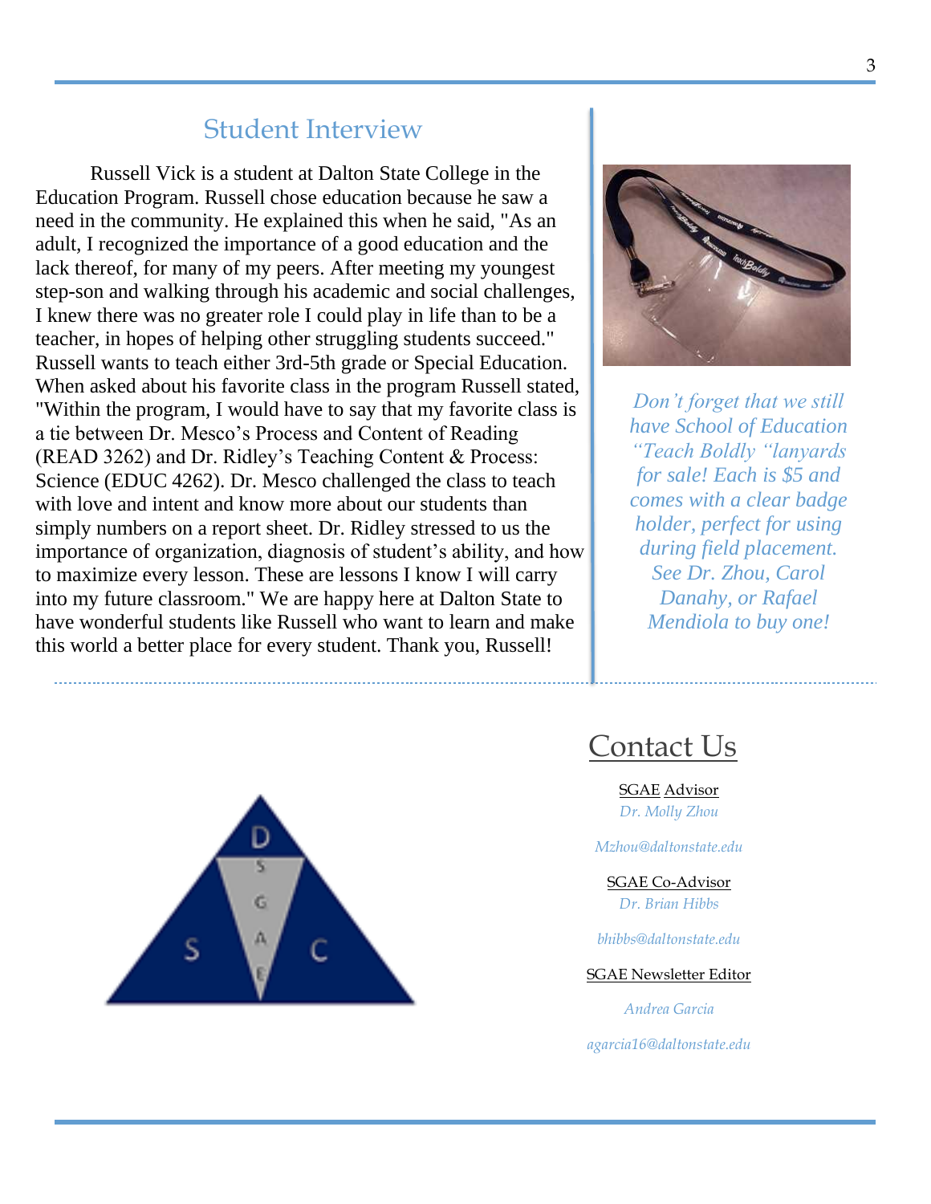## Student Interview

Russell Vick is a student at Dalton State College in the Education Program. Russell chose education because he saw a need in the community. He explained this when he said, "As an adult, I recognized the importance of a good education and the lack thereof, for many of my peers. After meeting my youngest step-son and walking through his academic and social challenges, I knew there was no greater role I could play in life than to be a teacher, in hopes of helping other struggling students succeed." Russell wants to teach either 3rd-5th grade or Special Education. When asked about his favorite class in the program Russell stated, "Within the program, I would have to say that my favorite class is a tie between Dr. Mesco's Process and Content of Reading (READ 3262) and Dr. Ridley's Teaching Content & Process: Science (EDUC 4262). Dr. Mesco challenged the class to teach with love and intent and know more about our students than simply numbers on a report sheet. Dr. Ridley stressed to us the importance of organization, diagnosis of student's ability, and how to maximize every lesson. These are lessons I know I will carry into my future classroom." We are happy here at Dalton State to have wonderful students like Russell who want to learn and make this world a better place for every student. Thank you, Russell!

*Don't forget that we still have School of Education "Teach Boldly "lanyards for sale! Each is $5 and comes with a clear badge holder, perfect for using during field placement. See Dr. Zhou, Carol Danahy, or Rafael Mendiola to buy one!*

## Contact Us

SGAE Advisor
*Dr. Molly Zhou*

*Mzhou@daltonstate.edu*

SGAE Co-Advisor
*Dr. Brian Hibbs*

*bhibbs@daltonstate.edu*

SGAE Newsletter Editor

*Andrea Garcia*

*agarcia16@daltonstate.edu*